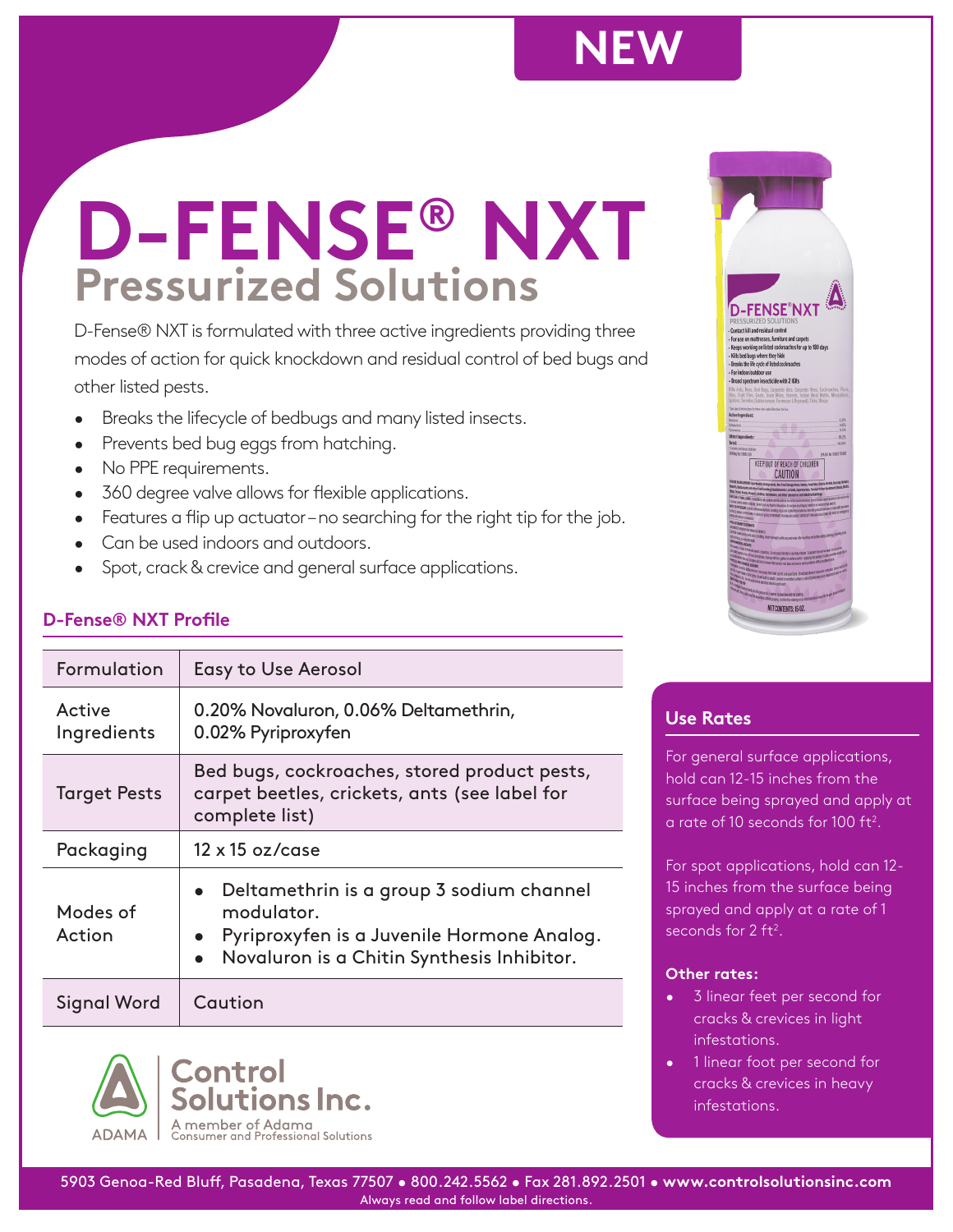NEW

# D-FENSE® NXT

## Pressurized Solutions

D-Fense® NXT is formulated with three active ingredients providing three modes of action for quick knockdown and residual control of bed bugs and other listed pests.

- Breaks the lifecycle of bedbugs and many listed insects.
- Prevents bed bug eggs from hatching.
- No PPE requirements.
- 360 degree valve allows for flexible applications.
- Features a flip up actuator – no searching for the right tip for the job.
- Can be used indoors and outdoors.
- Spot, crack & crevice and general surface applications.

### D-Fense® NXT Profile

| | |
|---|---|
| Formulation | Easy to Use Aerosol |
| Active Ingredients | 0.20% Novaluron, 0.06% Deltamethrin, 0.02% Pyriproxyfen |
| Target Pests | Bed bugs, cockroaches, stored product pests, carpet beetles, crickets, ants (see label for complete list) |
| Packaging | 12 x 15 oz/case |
| Modes of Action | • Deltamethrin is a group 3 sodium channel modulator. • Pyriproxyfen is a Juvenile Hormone Analog. • Novaluron is a Chitin Synthesis Inhibitor. |
| Signal Word | Caution |

### Use Rates

For general surface applications, hold can 12-15 inches from the surface being sprayed and apply at a rate of 10 seconds for 100 ft².

For spot applications, hold can 12-15 inches from the surface being sprayed and apply at a rate of 1 seconds for 2 ft².

**Other rates:**

- 3 linear feet per second for cracks & crevices in light infestations.
- 1 linear foot per second for cracks & crevices in heavy infestations.

ADAMA

Control Solutions Inc.
A member of Adama Consumer and Professional Solutions

5903 Genoa-Red Bluff, Pasadena, Texas 77507 • 800.242.5562 • Fax 281.892.2501 • **www.controlsolutionsinc.com**

Always read and follow label directions.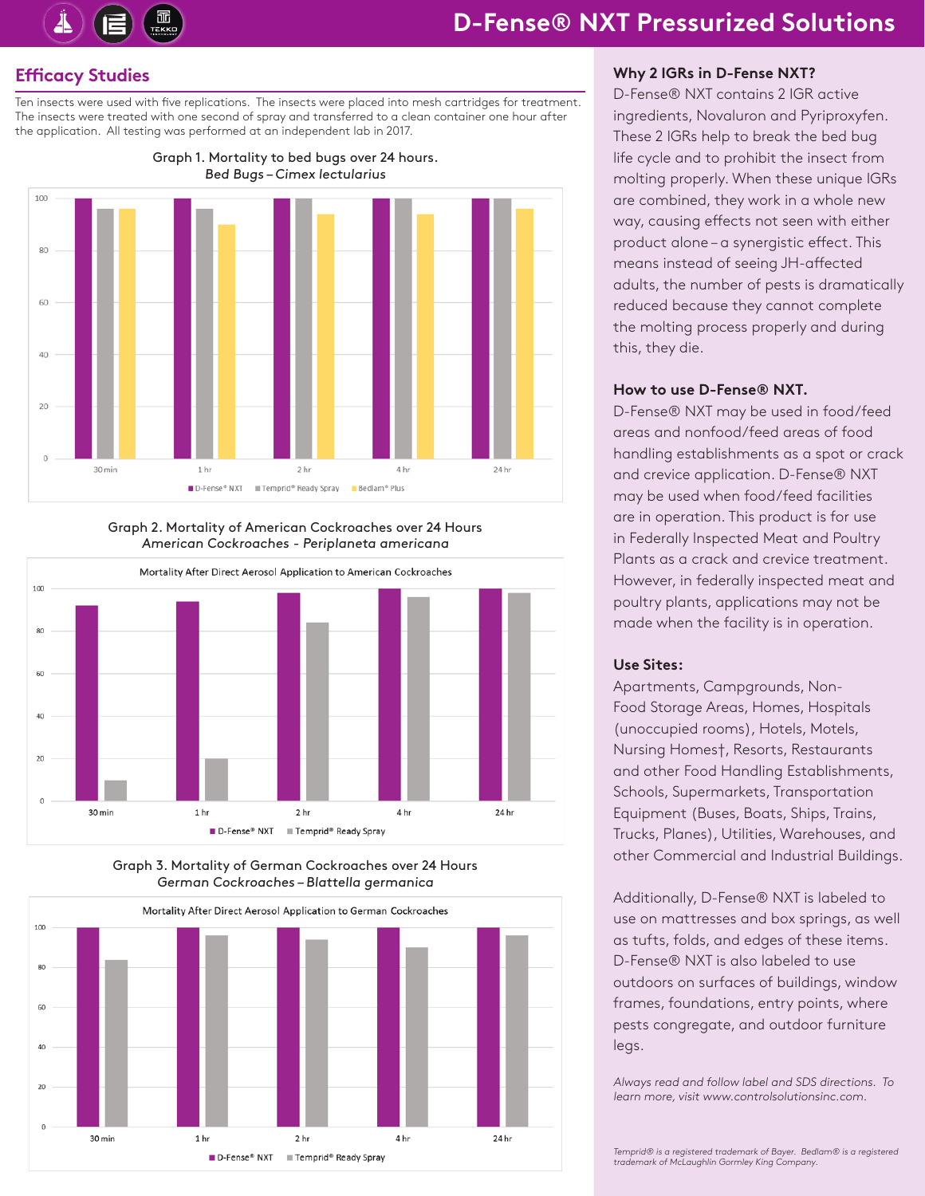# D-Fense® NXT Pressurized Solutions

## Efficacy Studies

Ten insects were used with five replications. The insects were placed into mesh cartridges for treatment. The insects were treated with one second of spray and transferred to a clean container one hour after the application. All testing was performed at an independent lab in 2017.

Graph 1. Mortality to bed bugs over 24 hours.
*Bed Bugs – Cimex lectularius*

100
80
60
40
20
0
30 min
1 hr
2 hr
4 hr
24 hr
D-Fense® NXT
Temprid® Ready Spray
Bedlam® Plus

Graph 2. Mortality of American Cockroaches over 24 Hours
*American Cockroaches - Periplaneta americana*

Mortality After Direct Aerosol Application to American Cockroaches
100
80
60
40
20
0
30 min
1 hr
2 hr
4 hr
24 hr
D-Fense® NXT
Temprid® Ready Spray

Graph 3. Mortality of German Cockroaches over 24 Hours
*German Cockroaches – Blattella germanica*

Mortality After Direct Aerosol Application to German Cockroaches
100
80
60
40
20
0
30 min
1 hr
2 hr
4 hr
24 hr
D-Fense® NXT
Temprid® Ready Spray

### Why 2 IGRs in D-Fense NXT?

D-Fense® NXT contains 2 IGR active ingredients, Novaluron and Pyriproxyfen. These 2 IGRs help to break the bed bug life cycle and to prohibit the insect from molting properly. When these unique IGRs are combined, they work in a whole new way, causing effects not seen with either product alone – a synergistic effect. This means instead of seeing JH-affected adults, the number of pests is dramatically reduced because they cannot complete the molting process properly and during this, they die.

### How to use D-Fense® NXT.

D-Fense® NXT may be used in food/feed areas and nonfood/feed areas of food handling establishments as a spot or crack and crevice application. D-Fense® NXT may be used when food/feed facilities are in operation. This product is for use in Federally Inspected Meat and Poultry Plants as a crack and crevice treatment. However, in federally inspected meat and poultry plants, applications may not be made when the facility is in operation.

### Use Sites:

Apartments, Campgrounds, Non-Food Storage Areas, Homes, Hospitals (unoccupied rooms), Hotels, Motels, Nursing Homes†, Resorts, Restaurants and other Food Handling Establishments, Schools, Supermarkets, Transportation Equipment (Buses, Boats, Ships, Trains, Trucks, Planes), Utilities, Warehouses, and other Commercial and Industrial Buildings.

Additionally, D-Fense® NXT is labeled to use on mattresses and box springs, as well as tufts, folds, and edges of these items. D-Fense® NXT is also labeled to use outdoors on surfaces of buildings, window frames, foundations, entry points, where pests congregate, and outdoor furniture legs.

*Always read and follow label and SDS directions. To learn more, visit www.controlsolutionsinc.com.*

*Temprid® is a registered trademark of Bayer. Bedlam® is a registered trademark of McLaughlin Gormley King Company.*